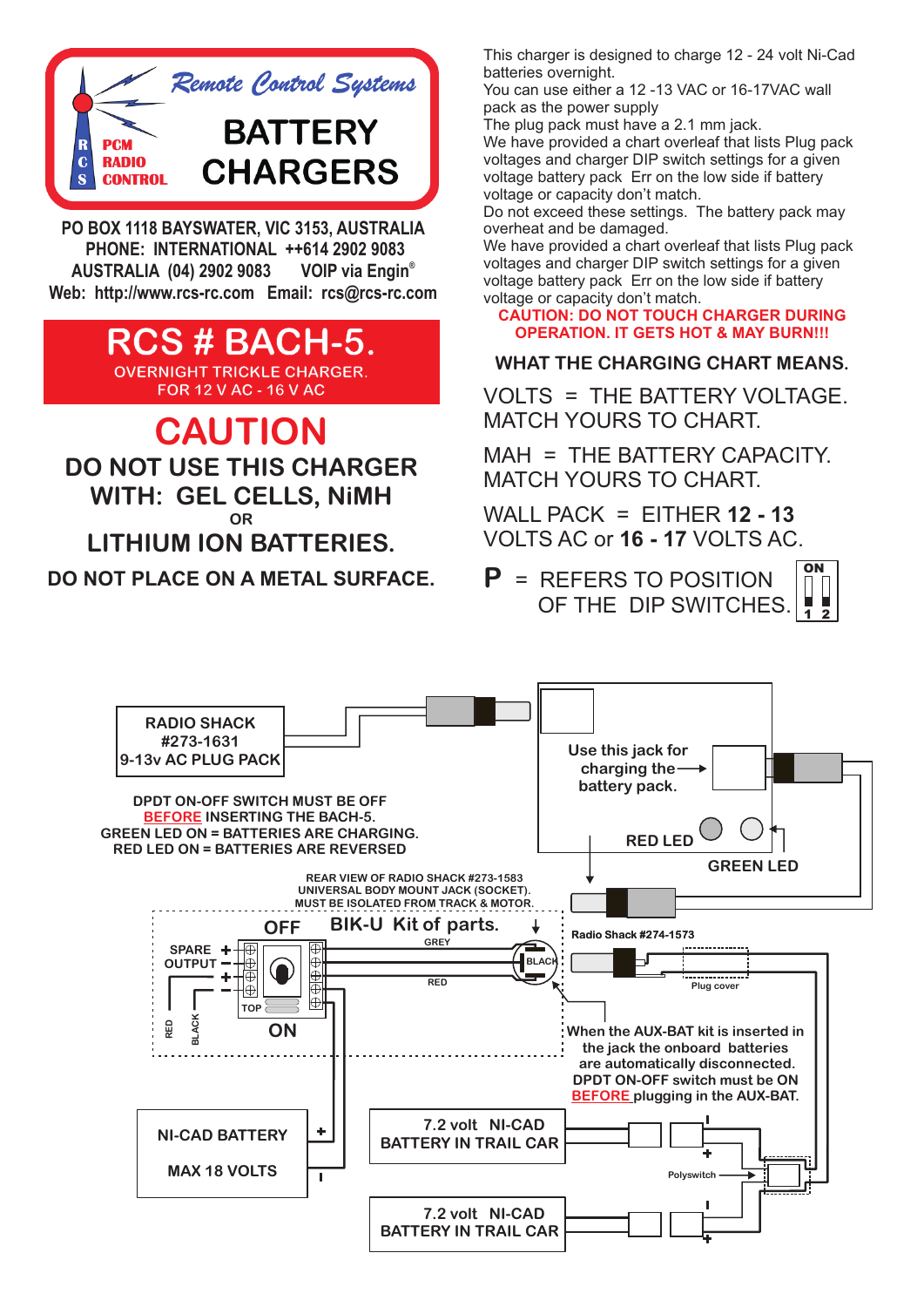# Remote Control Systems

R C S — PCM RADIO CONTROL

# BATTERY CHARGERS

**PO BOX 1118 BAYSWATER, VIC 3153, AUSTRALIA**
**PHONE: INTERNATIONAL ++614 2902 9083**
**AUSTRALIA (04) 2902 9083 VOIP via Engin®**
**Web: http://www.rcs-rc.com Email: rcs@rcs-rc.com**

## RCS # BACH-5.

OVERNIGHT TRICKLE CHARGER.
FOR 12 V AC - 16 V AC

## CAUTION

**DO NOT USE THIS CHARGER WITH: GEL CELLS, NiMH OR LITHIUM ION BATTERIES.**

**DO NOT PLACE ON A METAL SURFACE.**

This charger is designed to charge 12 - 24 volt Ni-Cad batteries overnight.
You can use either a 12 -13 VAC or 16-17VAC wall pack as the power supply
The plug pack must have a 2.1 mm jack.
We have provided a chart overleaf that lists Plug pack voltages and charger DIP switch settings for a given voltage battery pack Err on the low side if battery voltage or capacity don't match.
Do not exceed these settings. The battery pack may overheat and be damaged.
We have provided a chart overleaf that lists Plug pack voltages and charger DIP switch settings for a given voltage battery pack Err on the low side if battery voltage or capacity don't match.

**CAUTION: DO NOT TOUCH CHARGER DURING OPERATION. IT GETS HOT & MAY BURN!!!**

### WHAT THE CHARGING CHART MEANS.

VOLTS = THE BATTERY VOLTAGE. MATCH YOURS TO CHART.

MAH = THE BATTERY CAPACITY. MATCH YOURS TO CHART.

WALL PACK = EITHER **12 - 13** VOLTS AC or **16 - 17** VOLTS AC.

**P** = REFERS TO POSITION OF THE DIP SWITCHES. (ON, 1 2)

RADIO SHACK #273-1631 9-13v AC PLUG PACK

Use this jack for charging the battery pack.

RED LED

GREEN LED

DPDT ON-OFF SWITCH MUST BE OFF BEFORE INSERTING THE BACH-5.
GREEN LED ON = BATTERIES ARE CHARGING.
RED LED ON = BATTERIES ARE REVERSED

REAR VIEW OF RADIO SHACK #273-1583 UNIVERSAL BODY MOUNT JACK (SOCKET). MUST BE ISOLATED FROM TRACK & MOTOR.

OFF — BIK-U Kit of parts. — GREY — BLACK — RED

SPARE OUTPUT + − + − TOP ON RED BLACK

Radio Shack #274-1573 — Plug cover

When the AUX-BAT kit is inserted in the jack the onboard batteries are automatically disconnected. DPDT ON-OFF switch must be ON BEFORE plugging in the AUX-BAT.

NI-CAD BATTERY MAX 18 VOLTS (+ −)

7.2 volt NI-CAD BATTERY IN TRAIL CAR

Polyswitch

7.2 volt NI-CAD BATTERY IN TRAIL CAR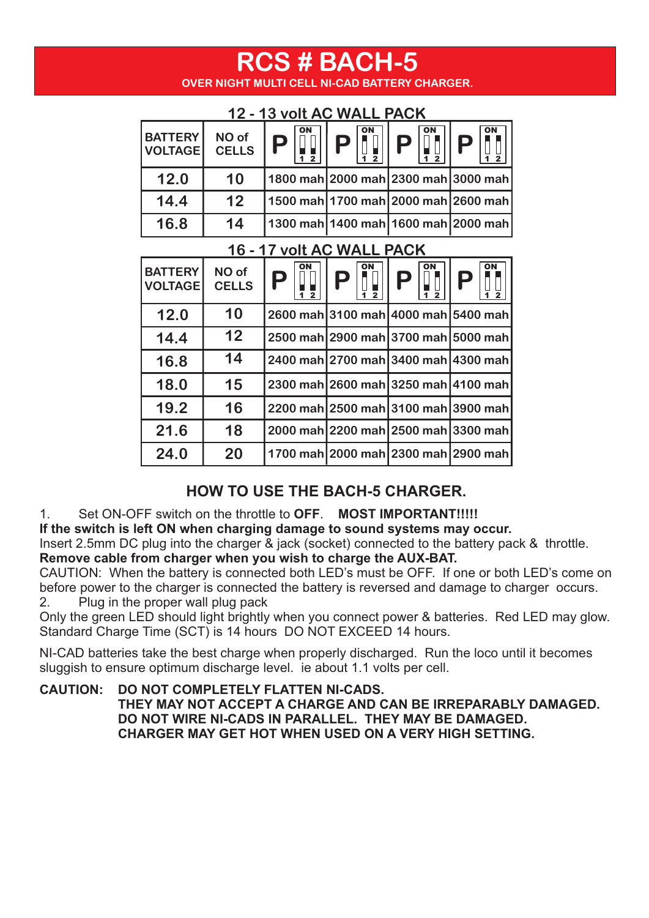# RCS # BACH-5

**OVER NIGHT MULTI CELL NI-CAD BATTERY CHARGER.**

## 12 - 13 volt AC WALL PACK

| BATTERY VOLTAGE | NO of CELLS | P | P | P | P |
|---|---|---|---|---|---|
| 12.0 | 10 | 1800 mah | 2000 mah | 2300 mah | 3000 mah |
| 14.4 | 12 | 1500 mah | 1700 mah | 2000 mah | 2600 mah |
| 16.8 | 14 | 1300 mah | 1400 mah | 1600 mah | 2000 mah |

## 16 - 17 volt AC WALL PACK

| BATTERY VOLTAGE | NO of CELLS | P | P | P | P |
|---|---|---|---|---|---|
| 12.0 | 10 | 2600 mah | 3100 mah | 4000 mah | 5400 mah |
| 14.4 | 12 | 2500 mah | 2900 mah | 3700 mah | 5000 mah |
| 16.8 | 14 | 2400 mah | 2700 mah | 3400 mah | 4300 mah |
| 18.0 | 15 | 2300 mah | 2600 mah | 3250 mah | 4100 mah |
| 19.2 | 16 | 2200 mah | 2500 mah | 3100 mah | 3900 mah |
| 21.6 | 18 | 2000 mah | 2200 mah | 2500 mah | 3300 mah |
| 24.0 | 20 | 1700 mah | 2000 mah | 2300 mah | 2900 mah |

## HOW TO USE THE BACH-5 CHARGER.

1. Set ON-OFF switch on the throttle to **OFF**. **MOST IMPORTANT!!!!!**

**If the switch is left ON when charging damage to sound systems may occur.**

Insert 2.5mm DC plug into the charger & jack (socket) connected to the battery pack & throttle.

**Remove cable from charger when you wish to charge the AUX-BAT.**

CAUTION: When the battery is connected both LED's must be OFF. If one or both LED's come on before power to the charger is connected the battery is reversed and damage to charger occurs.

2. Plug in the proper wall plug pack

Only the green LED should light brightly when you connect power & batteries. Red LED may glow. Standard Charge Time (SCT) is 14 hours DO NOT EXCEED 14 hours.

NI-CAD batteries take the best charge when properly discharged. Run the loco until it becomes sluggish to ensure optimum discharge level. ie about 1.1 volts per cell.

**CAUTION: DO NOT COMPLETELY FLATTEN NI-CADS.**
**THEY MAY NOT ACCEPT A CHARGE AND CAN BE IRREPARABLY DAMAGED.**
**DO NOT WIRE NI-CADS IN PARALLEL. THEY MAY BE DAMAGED.**
**CHARGER MAY GET HOT WHEN USED ON A VERY HIGH SETTING.**